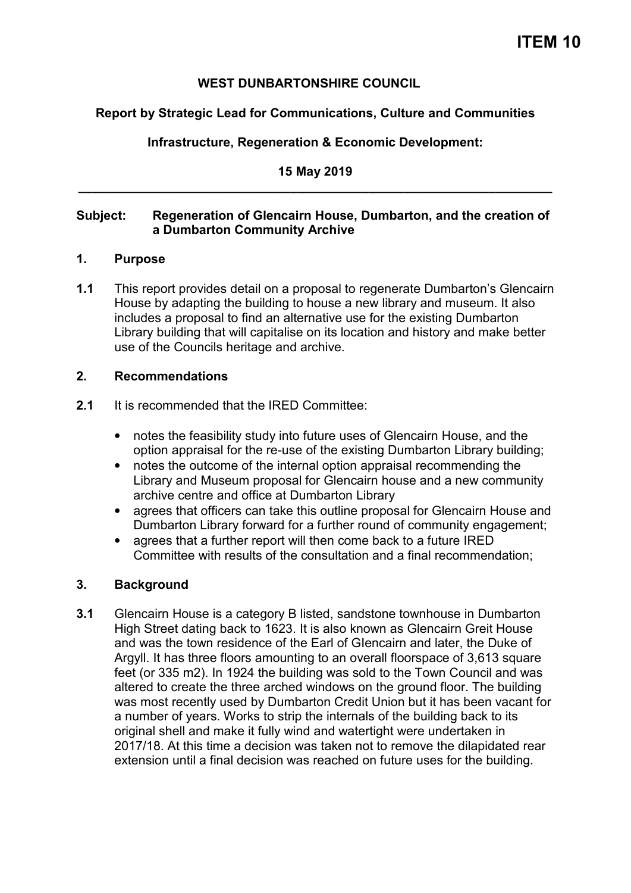# ITEM 10

**WEST DUNBARTONSHIRE COUNCIL**

**Report by Strategic Lead for Communications, Culture and Communities**

**Infrastructure, Regeneration & Economic Development:**

**15 May 2019**

---

**Subject: Regeneration of Glencairn House, Dumbarton, and the creation of a Dumbarton Community Archive**

## 1. Purpose

**1.1** This report provides detail on a proposal to regenerate Dumbarton's Glencairn House by adapting the building to house a new library and museum. It also includes a proposal to find an alternative use for the existing Dumbarton Library building that will capitalise on its location and history and make better use of the Councils heritage and archive.

## 2. Recommendations

**2.1** It is recommended that the IRED Committee:

- notes the feasibility study into future uses of Glencairn House, and the option appraisal for the re-use of the existing Dumbarton Library building;
- notes the outcome of the internal option appraisal recommending the Library and Museum proposal for Glencairn house and a new community archive centre and office at Dumbarton Library
- agrees that officers can take this outline proposal for Glencairn House and Dumbarton Library forward for a further round of community engagement;
- agrees that a further report will then come back to a future IRED Committee with results of the consultation and a final recommendation;

## 3. Background

**3.1** Glencairn House is a category B listed, sandstone townhouse in Dumbarton High Street dating back to 1623. It is also known as Glencairn Greit House and was the town residence of the Earl of Glencairn and later, the Duke of Argyll. It has three floors amounting to an overall floorspace of 3,613 square feet (or 335 m2). In 1924 the building was sold to the Town Council and was altered to create the three arched windows on the ground floor. The building was most recently used by Dumbarton Credit Union but it has been vacant for a number of years. Works to strip the internals of the building back to its original shell and make it fully wind and watertight were undertaken in 2017/18. At this time a decision was taken not to remove the dilapidated rear extension until a final decision was reached on future uses for the building.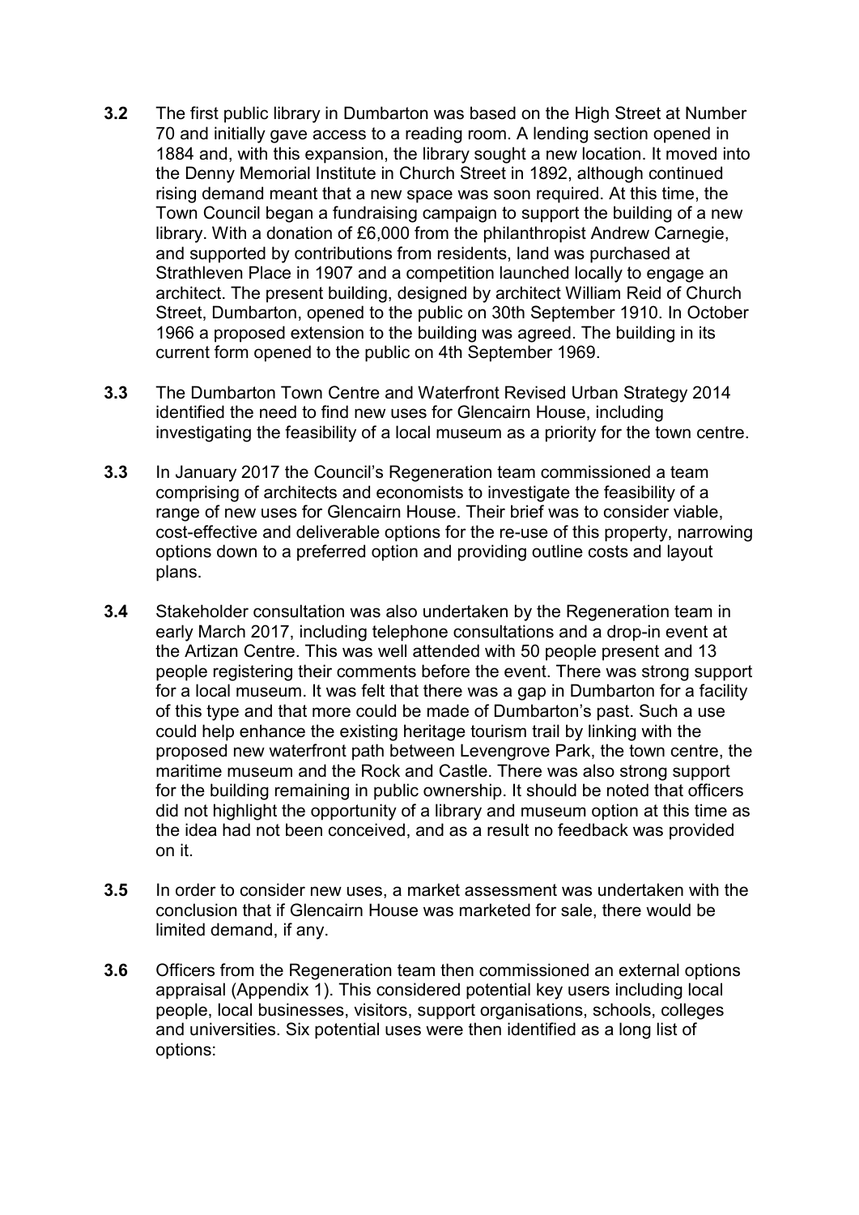**3.2** The first public library in Dumbarton was based on the High Street at Number 70 and initially gave access to a reading room. A lending section opened in 1884 and, with this expansion, the library sought a new location. It moved into the Denny Memorial Institute in Church Street in 1892, although continued rising demand meant that a new space was soon required. At this time, the Town Council began a fundraising campaign to support the building of a new library. With a donation of £6,000 from the philanthropist Andrew Carnegie, and supported by contributions from residents, land was purchased at Strathleven Place in 1907 and a competition launched locally to engage an architect. The present building, designed by architect William Reid of Church Street, Dumbarton, opened to the public on 30th September 1910. In October 1966 a proposed extension to the building was agreed. The building in its current form opened to the public on 4th September 1969.

**3.3** The Dumbarton Town Centre and Waterfront Revised Urban Strategy 2014 identified the need to find new uses for Glencairn House, including investigating the feasibility of a local museum as a priority for the town centre.

**3.3** In January 2017 the Council's Regeneration team commissioned a team comprising of architects and economists to investigate the feasibility of a range of new uses for Glencairn House. Their brief was to consider viable, cost-effective and deliverable options for the re-use of this property, narrowing options down to a preferred option and providing outline costs and layout plans.

**3.4** Stakeholder consultation was also undertaken by the Regeneration team in early March 2017, including telephone consultations and a drop-in event at the Artizan Centre. This was well attended with 50 people present and 13 people registering their comments before the event. There was strong support for a local museum. It was felt that there was a gap in Dumbarton for a facility of this type and that more could be made of Dumbarton's past. Such a use could help enhance the existing heritage tourism trail by linking with the proposed new waterfront path between Levengrove Park, the town centre, the maritime museum and the Rock and Castle. There was also strong support for the building remaining in public ownership. It should be noted that officers did not highlight the opportunity of a library and museum option at this time as the idea had not been conceived, and as a result no feedback was provided on it.

**3.5** In order to consider new uses, a market assessment was undertaken with the conclusion that if Glencairn House was marketed for sale, there would be limited demand, if any.

**3.6** Officers from the Regeneration team then commissioned an external options appraisal (Appendix 1). This considered potential key users including local people, local businesses, visitors, support organisations, schools, colleges and universities. Six potential uses were then identified as a long list of options: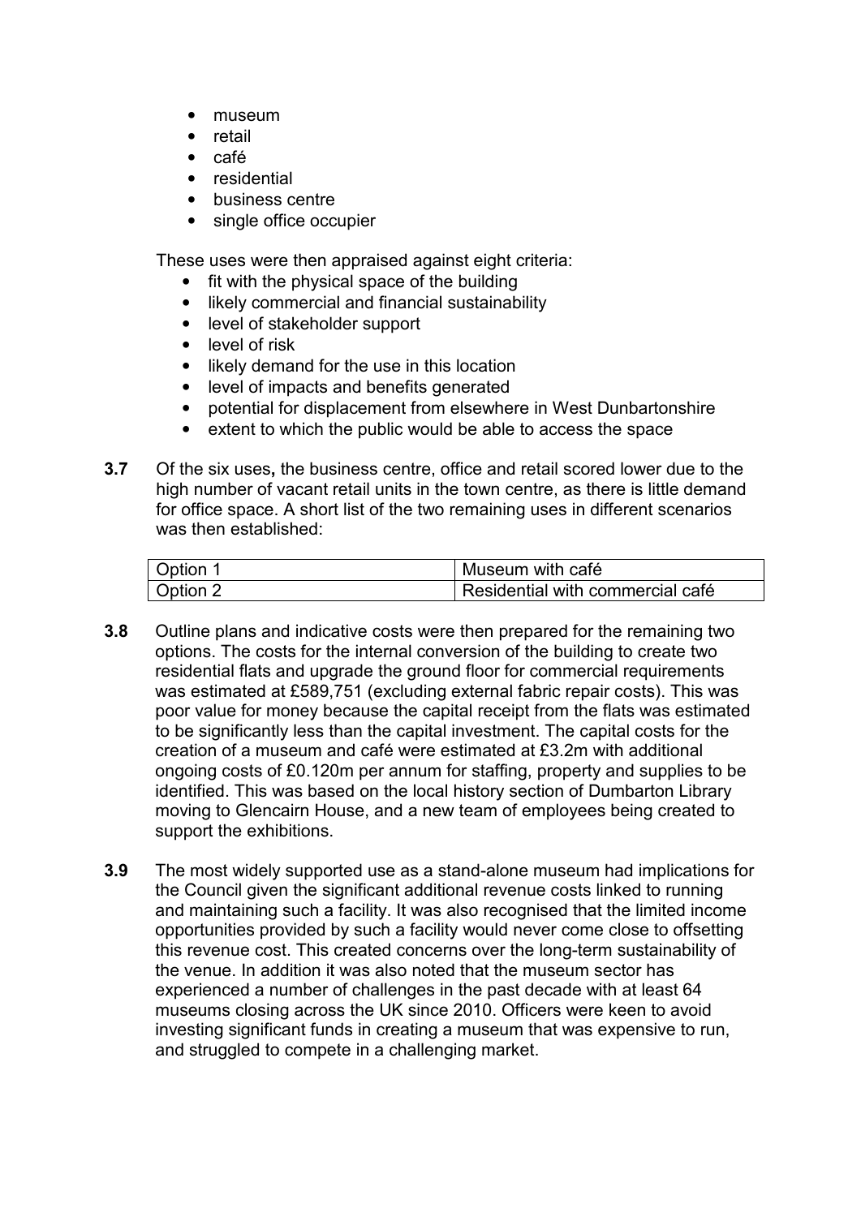- museum
- retail
- café
- residential
- business centre
- single office occupier

These uses were then appraised against eight criteria:

- fit with the physical space of the building
- likely commercial and financial sustainability
- level of stakeholder support
- level of risk
- likely demand for the use in this location
- level of impacts and benefits generated
- potential for displacement from elsewhere in West Dunbartonshire
- extent to which the public would be able to access the space

**3.7** Of the six uses**,** the business centre, office and retail scored lower due to the high number of vacant retail units in the town centre, as there is little demand for office space. A short list of the two remaining uses in different scenarios was then established:

| Option 1 | Museum with café |
|---|---|
| Option 2 | Residential with commercial café |

**3.8** Outline plans and indicative costs were then prepared for the remaining two options. The costs for the internal conversion of the building to create two residential flats and upgrade the ground floor for commercial requirements was estimated at £589,751 (excluding external fabric repair costs). This was poor value for money because the capital receipt from the flats was estimated to be significantly less than the capital investment. The capital costs for the creation of a museum and café were estimated at £3.2m with additional ongoing costs of £0.120m per annum for staffing, property and supplies to be identified. This was based on the local history section of Dumbarton Library moving to Glencairn House, and a new team of employees being created to support the exhibitions.

**3.9** The most widely supported use as a stand-alone museum had implications for the Council given the significant additional revenue costs linked to running and maintaining such a facility. It was also recognised that the limited income opportunities provided by such a facility would never come close to offsetting this revenue cost. This created concerns over the long-term sustainability of the venue. In addition it was also noted that the museum sector has experienced a number of challenges in the past decade with at least 64 museums closing across the UK since 2010. Officers were keen to avoid investing significant funds in creating a museum that was expensive to run, and struggled to compete in a challenging market.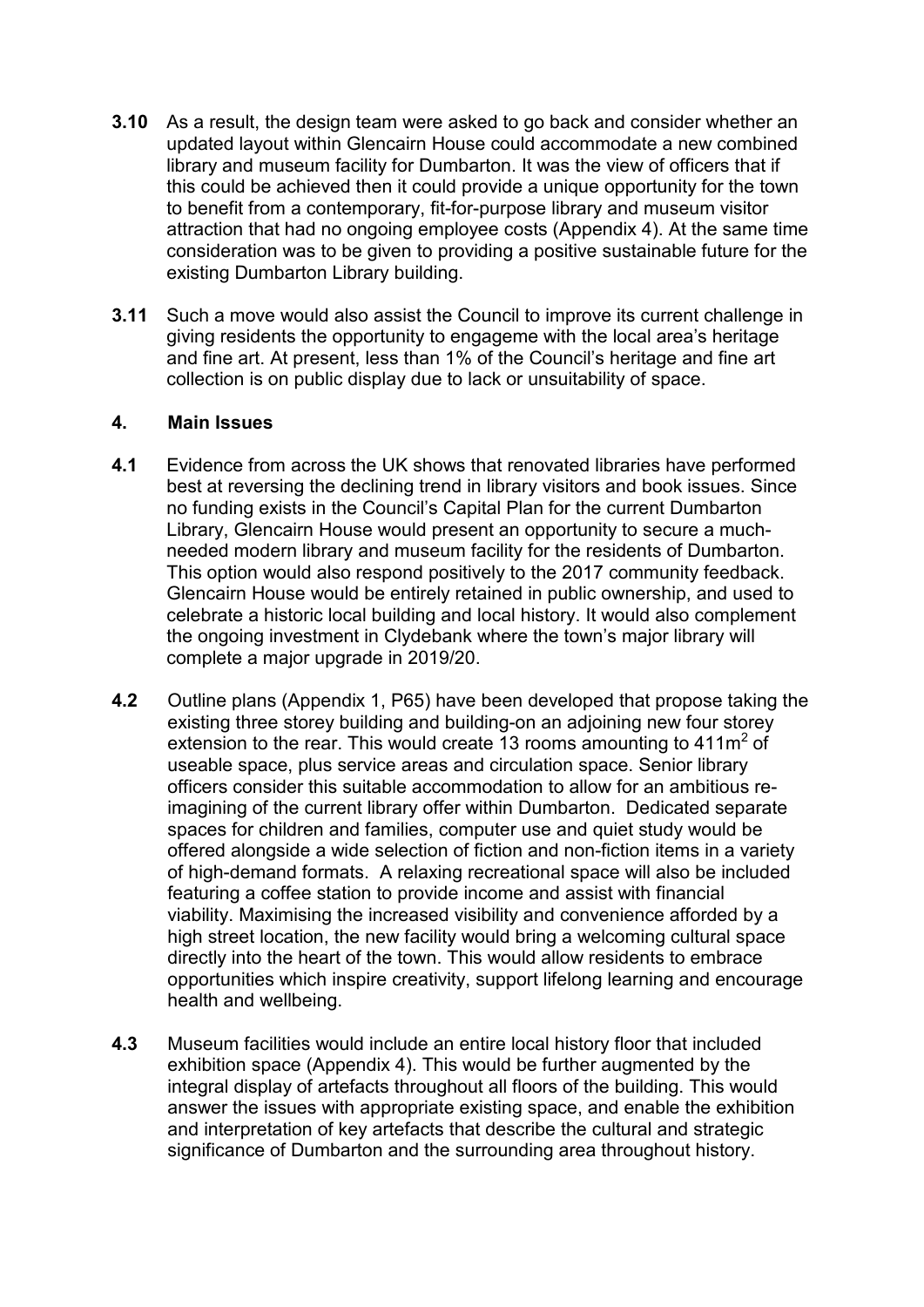**3.10** As a result, the design team were asked to go back and consider whether an updated layout within Glencairn House could accommodate a new combined library and museum facility for Dumbarton. It was the view of officers that if this could be achieved then it could provide a unique opportunity for the town to benefit from a contemporary, fit-for-purpose library and museum visitor attraction that had no ongoing employee costs (Appendix 4). At the same time consideration was to be given to providing a positive sustainable future for the existing Dumbarton Library building.

**3.11** Such a move would also assist the Council to improve its current challenge in giving residents the opportunity to engageme with the local area's heritage and fine art. At present, less than 1% of the Council's heritage and fine art collection is on public display due to lack or unsuitability of space.

## 4. Main Issues

**4.1** Evidence from across the UK shows that renovated libraries have performed best at reversing the declining trend in library visitors and book issues. Since no funding exists in the Council's Capital Plan for the current Dumbarton Library, Glencairn House would present an opportunity to secure a much-needed modern library and museum facility for the residents of Dumbarton. This option would also respond positively to the 2017 community feedback. Glencairn House would be entirely retained in public ownership, and used to celebrate a historic local building and local history. It would also complement the ongoing investment in Clydebank where the town's major library will complete a major upgrade in 2019/20.

**4.2** Outline plans (Appendix 1, P65) have been developed that propose taking the existing three storey building and building-on an adjoining new four storey extension to the rear. This would create 13 rooms amounting to 411m$^2$ of useable space, plus service areas and circulation space. Senior library officers consider this suitable accommodation to allow for an ambitious re-imagining of the current library offer within Dumbarton. Dedicated separate spaces for children and families, computer use and quiet study would be offered alongside a wide selection of fiction and non-fiction items in a variety of high-demand formats. A relaxing recreational space will also be included featuring a coffee station to provide income and assist with financial viability. Maximising the increased visibility and convenience afforded by a high street location, the new facility would bring a welcoming cultural space directly into the heart of the town. This would allow residents to embrace opportunities which inspire creativity, support lifelong learning and encourage health and wellbeing.

**4.3** Museum facilities would include an entire local history floor that included exhibition space (Appendix 4). This would be further augmented by the integral display of artefacts throughout all floors of the building. This would answer the issues with appropriate existing space, and enable the exhibition and interpretation of key artefacts that describe the cultural and strategic significance of Dumbarton and the surrounding area throughout history.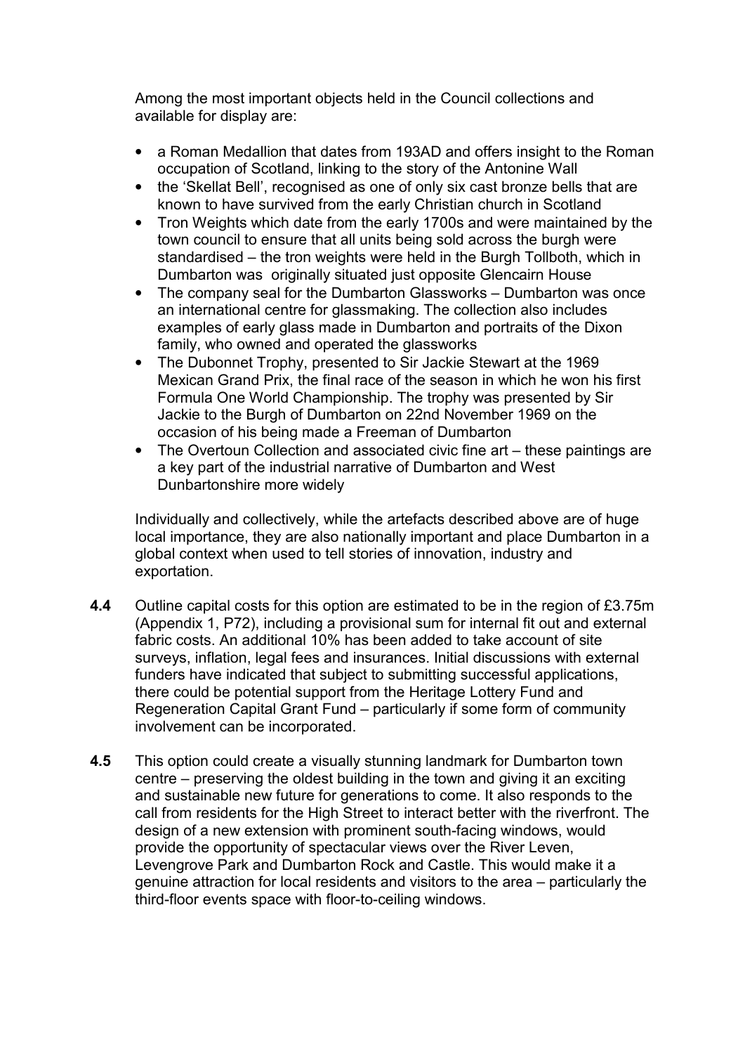Among the most important objects held in the Council collections and available for display are:

- a Roman Medallion that dates from 193AD and offers insight to the Roman occupation of Scotland, linking to the story of the Antonine Wall
- the 'Skellat Bell', recognised as one of only six cast bronze bells that are known to have survived from the early Christian church in Scotland
- Tron Weights which date from the early 1700s and were maintained by the town council to ensure that all units being sold across the burgh were standardised – the tron weights were held in the Burgh Tollboth, which in Dumbarton was originally situated just opposite Glencairn House
- The company seal for the Dumbarton Glassworks – Dumbarton was once an international centre for glassmaking. The collection also includes examples of early glass made in Dumbarton and portraits of the Dixon family, who owned and operated the glassworks
- The Dubonnet Trophy, presented to Sir Jackie Stewart at the 1969 Mexican Grand Prix, the final race of the season in which he won his first Formula One World Championship. The trophy was presented by Sir Jackie to the Burgh of Dumbarton on 22nd November 1969 on the occasion of his being made a Freeman of Dumbarton
- The Overtoun Collection and associated civic fine art – these paintings are a key part of the industrial narrative of Dumbarton and West Dunbartonshire more widely

Individually and collectively, while the artefacts described above are of huge local importance, they are also nationally important and place Dumbarton in a global context when used to tell stories of innovation, industry and exportation.

**4.4** Outline capital costs for this option are estimated to be in the region of £3.75m (Appendix 1, P72), including a provisional sum for internal fit out and external fabric costs. An additional 10% has been added to take account of site surveys, inflation, legal fees and insurances. Initial discussions with external funders have indicated that subject to submitting successful applications, there could be potential support from the Heritage Lottery Fund and Regeneration Capital Grant Fund – particularly if some form of community involvement can be incorporated.

**4.5** This option could create a visually stunning landmark for Dumbarton town centre – preserving the oldest building in the town and giving it an exciting and sustainable new future for generations to come. It also responds to the call from residents for the High Street to interact better with the riverfront. The design of a new extension with prominent south-facing windows, would provide the opportunity of spectacular views over the River Leven, Levengrove Park and Dumbarton Rock and Castle. This would make it a genuine attraction for local residents and visitors to the area – particularly the third-floor events space with floor-to-ceiling windows.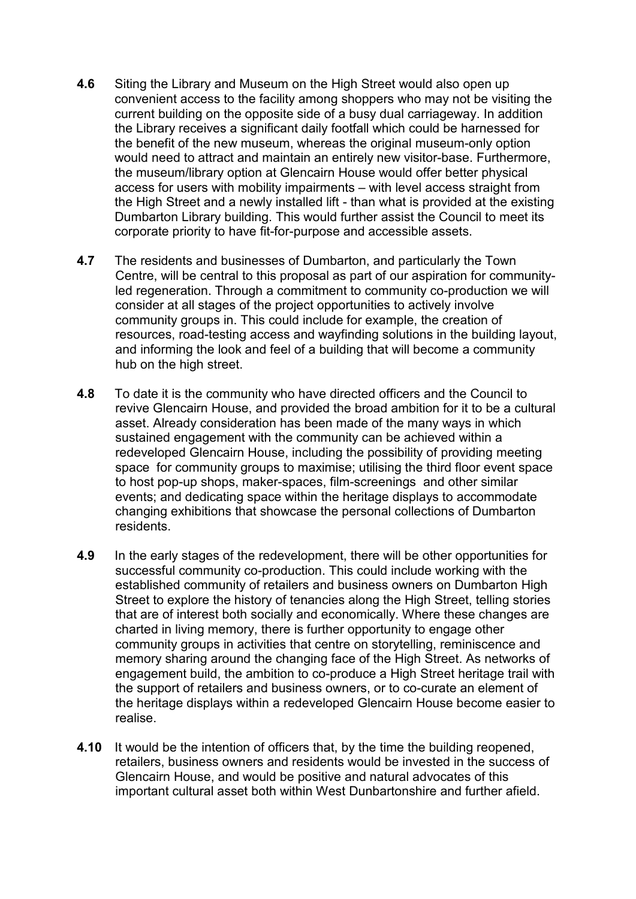**4.6** Siting the Library and Museum on the High Street would also open up convenient access to the facility among shoppers who may not be visiting the current building on the opposite side of a busy dual carriageway. In addition the Library receives a significant daily footfall which could be harnessed for the benefit of the new museum, whereas the original museum-only option would need to attract and maintain an entirely new visitor-base. Furthermore, the museum/library option at Glencairn House would offer better physical access for users with mobility impairments – with level access straight from the High Street and a newly installed lift - than what is provided at the existing Dumbarton Library building. This would further assist the Council to meet its corporate priority to have fit-for-purpose and accessible assets.

**4.7** The residents and businesses of Dumbarton, and particularly the Town Centre, will be central to this proposal as part of our aspiration for community-led regeneration. Through a commitment to community co-production we will consider at all stages of the project opportunities to actively involve community groups in. This could include for example, the creation of resources, road-testing access and wayfinding solutions in the building layout, and informing the look and feel of a building that will become a community hub on the high street.

**4.8** To date it is the community who have directed officers and the Council to revive Glencairn House, and provided the broad ambition for it to be a cultural asset. Already consideration has been made of the many ways in which sustained engagement with the community can be achieved within a redeveloped Glencairn House, including the possibility of providing meeting space for community groups to maximise; utilising the third floor event space to host pop-up shops, maker-spaces, film-screenings and other similar events; and dedicating space within the heritage displays to accommodate changing exhibitions that showcase the personal collections of Dumbarton residents.

**4.9** In the early stages of the redevelopment, there will be other opportunities for successful community co-production. This could include working with the established community of retailers and business owners on Dumbarton High Street to explore the history of tenancies along the High Street, telling stories that are of interest both socially and economically. Where these changes are charted in living memory, there is further opportunity to engage other community groups in activities that centre on storytelling, reminiscence and memory sharing around the changing face of the High Street. As networks of engagement build, the ambition to co-produce a High Street heritage trail with the support of retailers and business owners, or to co-curate an element of the heritage displays within a redeveloped Glencairn House become easier to realise.

**4.10** It would be the intention of officers that, by the time the building reopened, retailers, business owners and residents would be invested in the success of Glencairn House, and would be positive and natural advocates of this important cultural asset both within West Dunbartonshire and further afield.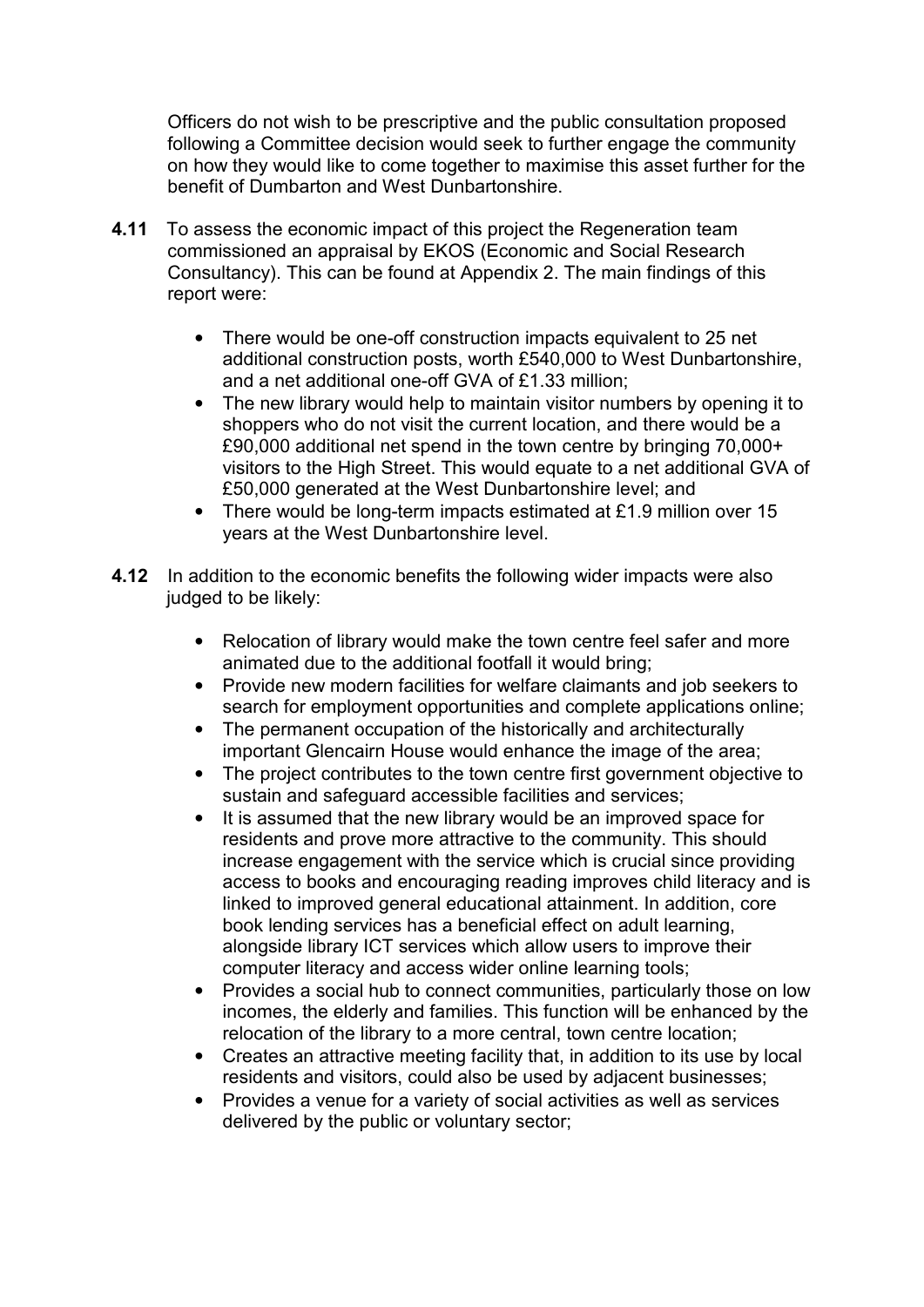Officers do not wish to be prescriptive and the public consultation proposed following a Committee decision would seek to further engage the community on how they would like to come together to maximise this asset further for the benefit of Dumbarton and West Dunbartonshire.

**4.11** To assess the economic impact of this project the Regeneration team commissioned an appraisal by EKOS (Economic and Social Research Consultancy). This can be found at Appendix 2. The main findings of this report were:

- There would be one-off construction impacts equivalent to 25 net additional construction posts, worth £540,000 to West Dunbartonshire, and a net additional one-off GVA of £1.33 million;
- The new library would help to maintain visitor numbers by opening it to shoppers who do not visit the current location, and there would be a £90,000 additional net spend in the town centre by bringing 70,000+ visitors to the High Street. This would equate to a net additional GVA of £50,000 generated at the West Dunbartonshire level; and
- There would be long-term impacts estimated at £1.9 million over 15 years at the West Dunbartonshire level.

**4.12** In addition to the economic benefits the following wider impacts were also judged to be likely:

- Relocation of library would make the town centre feel safer and more animated due to the additional footfall it would bring;
- Provide new modern facilities for welfare claimants and job seekers to search for employment opportunities and complete applications online;
- The permanent occupation of the historically and architecturally important Glencairn House would enhance the image of the area;
- The project contributes to the town centre first government objective to sustain and safeguard accessible facilities and services;
- It is assumed that the new library would be an improved space for residents and prove more attractive to the community. This should increase engagement with the service which is crucial since providing access to books and encouraging reading improves child literacy and is linked to improved general educational attainment. In addition, core book lending services has a beneficial effect on adult learning, alongside library ICT services which allow users to improve their computer literacy and access wider online learning tools;
- Provides a social hub to connect communities, particularly those on low incomes, the elderly and families. This function will be enhanced by the relocation of the library to a more central, town centre location;
- Creates an attractive meeting facility that, in addition to its use by local residents and visitors, could also be used by adjacent businesses;
- Provides a venue for a variety of social activities as well as services delivered by the public or voluntary sector;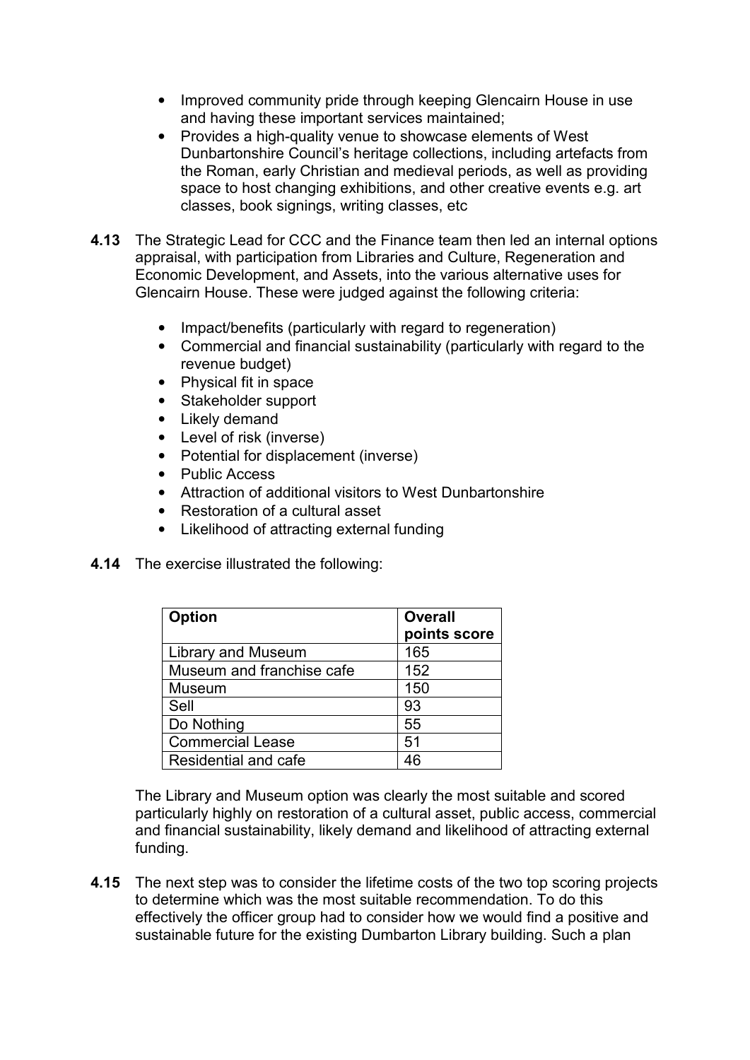- Improved community pride through keeping Glencairn House in use and having these important services maintained;
- Provides a high-quality venue to showcase elements of West Dunbartonshire Council's heritage collections, including artefacts from the Roman, early Christian and medieval periods, as well as providing space to host changing exhibitions, and other creative events e.g. art classes, book signings, writing classes, etc

**4.13** The Strategic Lead for CCC and the Finance team then led an internal options appraisal, with participation from Libraries and Culture, Regeneration and Economic Development, and Assets, into the various alternative uses for Glencairn House. These were judged against the following criteria:

- Impact/benefits (particularly with regard to regeneration)
- Commercial and financial sustainability (particularly with regard to the revenue budget)
- Physical fit in space
- Stakeholder support
- Likely demand
- Level of risk (inverse)
- Potential for displacement (inverse)
- Public Access
- Attraction of additional visitors to West Dunbartonshire
- Restoration of a cultural asset
- Likelihood of attracting external funding

**4.14** The exercise illustrated the following:

| Option | Overall points score |
|---|---|
| Library and Museum | 165 |
| Museum and franchise cafe | 152 |
| Museum | 150 |
| Sell | 93 |
| Do Nothing | 55 |
| Commercial Lease | 51 |
| Residential and cafe | 46 |

The Library and Museum option was clearly the most suitable and scored particularly highly on restoration of a cultural asset, public access, commercial and financial sustainability, likely demand and likelihood of attracting external funding.

**4.15** The next step was to consider the lifetime costs of the two top scoring projects to determine which was the most suitable recommendation. To do this effectively the officer group had to consider how we would find a positive and sustainable future for the existing Dumbarton Library building. Such a plan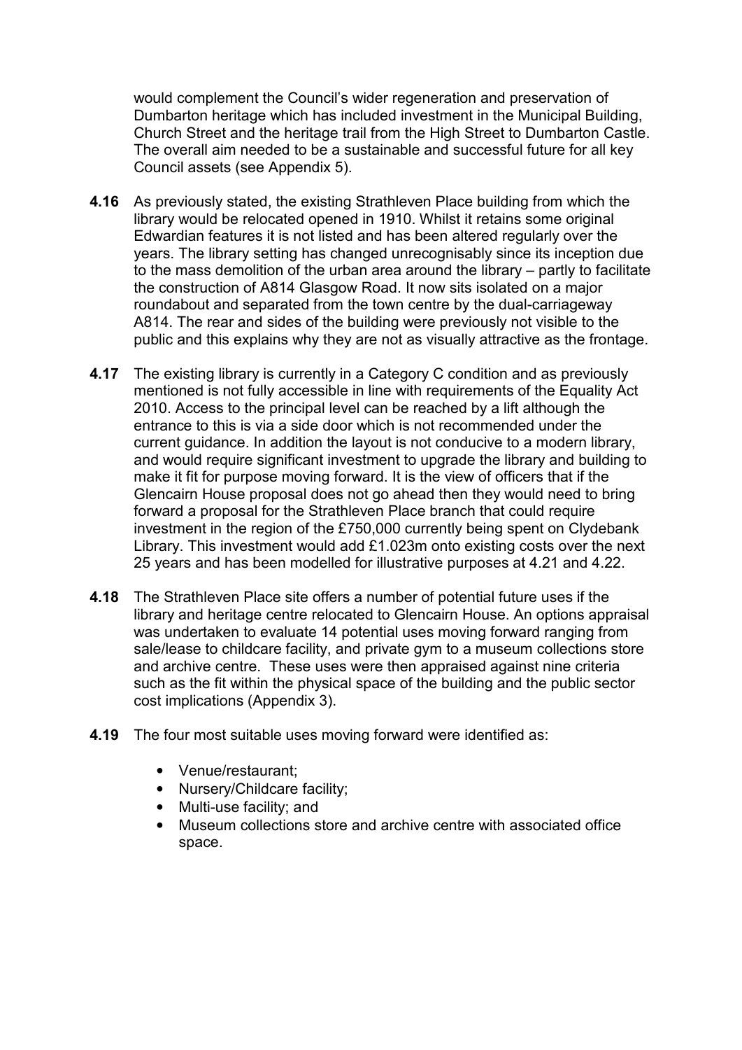would complement the Council's wider regeneration and preservation of Dumbarton heritage which has included investment in the Municipal Building, Church Street and the heritage trail from the High Street to Dumbarton Castle. The overall aim needed to be a sustainable and successful future for all key Council assets (see Appendix 5).

**4.16** As previously stated, the existing Strathleven Place building from which the library would be relocated opened in 1910. Whilst it retains some original Edwardian features it is not listed and has been altered regularly over the years. The library setting has changed unrecognisably since its inception due to the mass demolition of the urban area around the library – partly to facilitate the construction of A814 Glasgow Road. It now sits isolated on a major roundabout and separated from the town centre by the dual-carriageway A814. The rear and sides of the building were previously not visible to the public and this explains why they are not as visually attractive as the frontage.

**4.17** The existing library is currently in a Category C condition and as previously mentioned is not fully accessible in line with requirements of the Equality Act 2010. Access to the principal level can be reached by a lift although the entrance to this is via a side door which is not recommended under the current guidance. In addition the layout is not conducive to a modern library, and would require significant investment to upgrade the library and building to make it fit for purpose moving forward. It is the view of officers that if the Glencairn House proposal does not go ahead then they would need to bring forward a proposal for the Strathleven Place branch that could require investment in the region of the £750,000 currently being spent on Clydebank Library. This investment would add £1.023m onto existing costs over the next 25 years and has been modelled for illustrative purposes at 4.21 and 4.22.

**4.18** The Strathleven Place site offers a number of potential future uses if the library and heritage centre relocated to Glencairn House. An options appraisal was undertaken to evaluate 14 potential uses moving forward ranging from sale/lease to childcare facility, and private gym to a museum collections store and archive centre. These uses were then appraised against nine criteria such as the fit within the physical space of the building and the public sector cost implications (Appendix 3).

**4.19** The four most suitable uses moving forward were identified as:

- Venue/restaurant;
- Nursery/Childcare facility;
- Multi-use facility; and
- Museum collections store and archive centre with associated office space.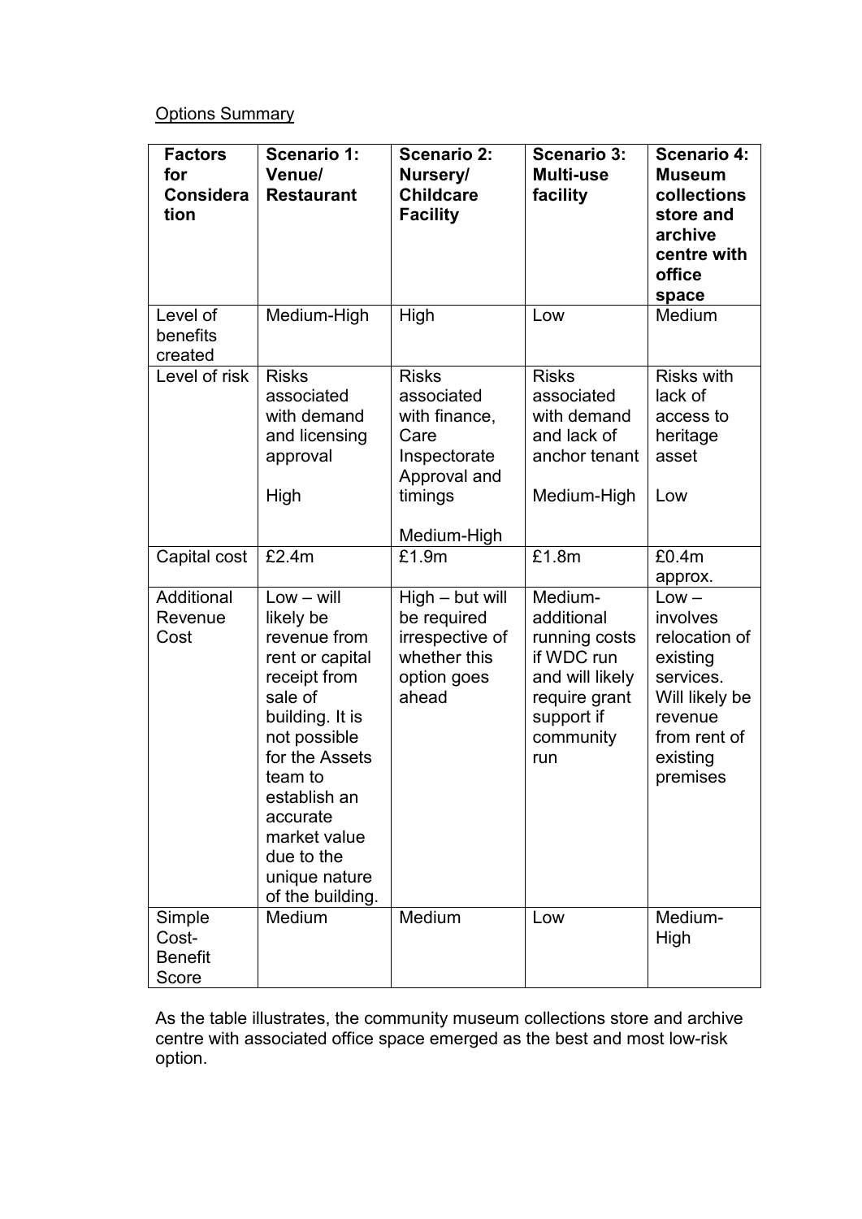<u>Options Summary</u>

| **Factors for Consideration** | **Scenario 1: Venue/ Restaurant** | **Scenario 2: Nursery/ Childcare Facility** | **Scenario 3: Multi-use facility** | **Scenario 4: Museum collections store and archive centre with office space** |
|---|---|---|---|---|
| Level of benefits created | Medium-High | High | Low | Medium |
| Level of risk | Risks associated with demand and licensing approval<br><br>High | Risks associated with finance, Care Inspectorate Approval and timings<br><br>Medium-High | Risks associated with demand and lack of anchor tenant<br><br>Medium-High | Risks with lack of access to heritage asset<br><br>Low |
| Capital cost | £2.4m | £1.9m | £1.8m | £0.4m approx. |
| Additional Revenue Cost | Low – will likely be revenue from rent or capital receipt from sale of building. It is not possible for the Assets team to establish an accurate market value due to the unique nature of the building. | High – but will be required irrespective of whether this option goes ahead | Medium- additional running costs if WDC run and will likely require grant support if community run | Low – involves relocation of existing services. Will likely be revenue from rent of existing premises |
| Simple Cost-Benefit Score | Medium | Medium | Low | Medium-High |

As the table illustrates, the community museum collections store and archive centre with associated office space emerged as the best and most low-risk option.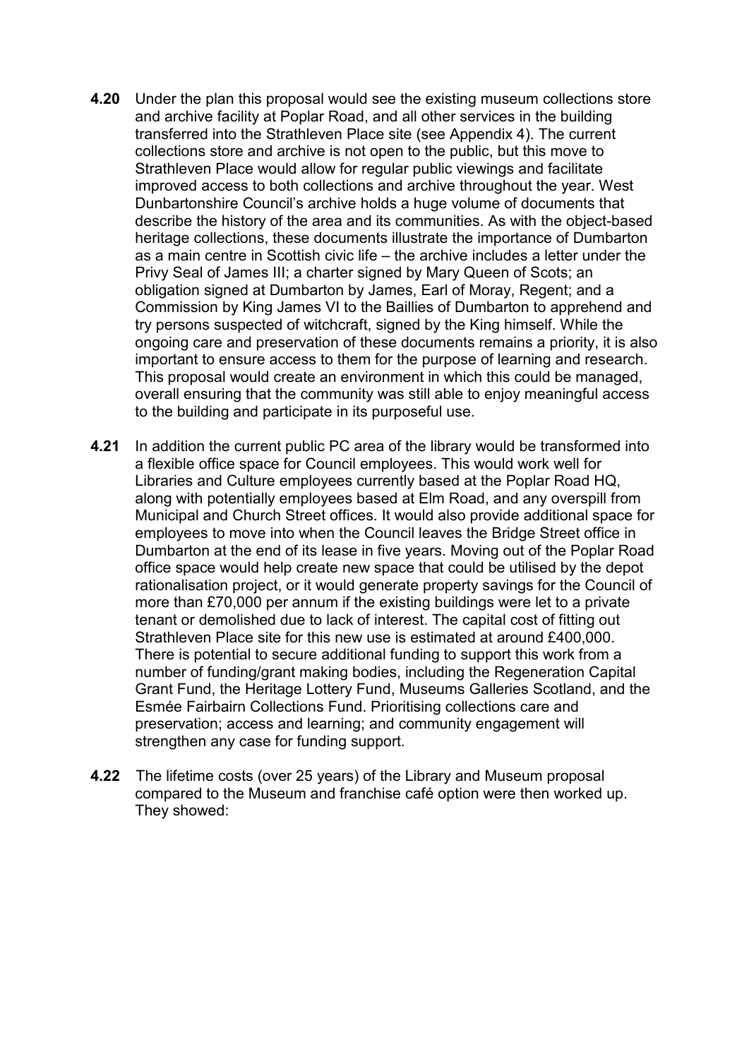**4.20** Under the plan this proposal would see the existing museum collections store and archive facility at Poplar Road, and all other services in the building transferred into the Strathleven Place site (see Appendix 4). The current collections store and archive is not open to the public, but this move to Strathleven Place would allow for regular public viewings and facilitate improved access to both collections and archive throughout the year. West Dunbartonshire Council's archive holds a huge volume of documents that describe the history of the area and its communities. As with the object-based heritage collections, these documents illustrate the importance of Dumbarton as a main centre in Scottish civic life – the archive includes a letter under the Privy Seal of James III; a charter signed by Mary Queen of Scots; an obligation signed at Dumbarton by James, Earl of Moray, Regent; and a Commission by King James VI to the Baillies of Dumbarton to apprehend and try persons suspected of witchcraft, signed by the King himself. While the ongoing care and preservation of these documents remains a priority, it is also important to ensure access to them for the purpose of learning and research. This proposal would create an environment in which this could be managed, overall ensuring that the community was still able to enjoy meaningful access to the building and participate in its purposeful use.

**4.21** In addition the current public PC area of the library would be transformed into a flexible office space for Council employees. This would work well for Libraries and Culture employees currently based at the Poplar Road HQ, along with potentially employees based at Elm Road, and any overspill from Municipal and Church Street offices. It would also provide additional space for employees to move into when the Council leaves the Bridge Street office in Dumbarton at the end of its lease in five years. Moving out of the Poplar Road office space would help create new space that could be utilised by the depot rationalisation project, or it would generate property savings for the Council of more than £70,000 per annum if the existing buildings were let to a private tenant or demolished due to lack of interest. The capital cost of fitting out Strathleven Place site for this new use is estimated at around £400,000. There is potential to secure additional funding to support this work from a number of funding/grant making bodies, including the Regeneration Capital Grant Fund, the Heritage Lottery Fund, Museums Galleries Scotland, and the Esmée Fairbairn Collections Fund. Prioritising collections care and preservation; access and learning; and community engagement will strengthen any case for funding support.

**4.22** The lifetime costs (over 25 years) of the Library and Museum proposal compared to the Museum and franchise café option were then worked up. They showed: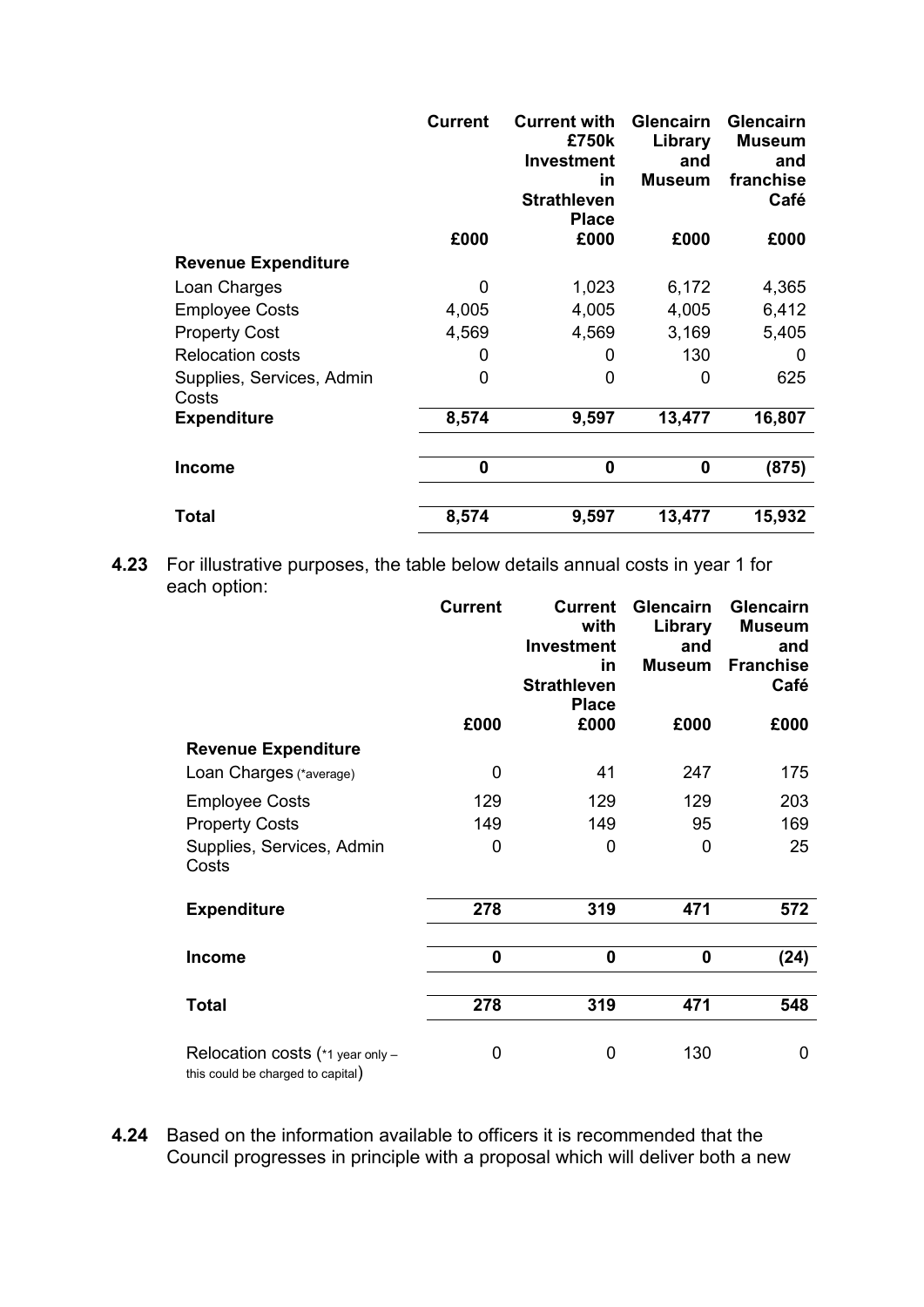| | Current | Current with £750k Investment in Strathleven Place | Glencairn Library and Museum | Glencairn Museum and franchise Café |
|---|---|---|---|---|
| | £000 | £000 | £000 | £000 |
| **Revenue Expenditure** | | | | |
| Loan Charges | 0 | 1,023 | 6,172 | 4,365 |
| Employee Costs | 4,005 | 4,005 | 4,005 | 6,412 |
| Property Cost | 4,569 | 4,569 | 3,169 | 5,405 |
| Relocation costs | 0 | 0 | 130 | 0 |
| Supplies, Services, Admin Costs | 0 | 0 | 0 | 625 |
| **Expenditure** | **8,574** | **9,597** | **13,477** | **16,807** |
| **Income** | **0** | **0** | **0** | **(875)** |
| **Total** | **8,574** | **9,597** | **13,477** | **15,932** |

**4.23** For illustrative purposes, the table below details annual costs in year 1 for each option:

| | Current | Current with Investment in Strathleven Place | Glencairn Library and Museum | Glencairn Museum and Franchise Café |
|---|---|---|---|---|
| | £000 | £000 | £000 | £000 |
| **Revenue Expenditure** | | | | |
| Loan Charges (*average) | 0 | 41 | 247 | 175 |
| Employee Costs | 129 | 129 | 129 | 203 |
| Property Costs | 149 | 149 | 95 | 169 |
| Supplies, Services, Admin Costs | 0 | 0 | 0 | 25 |
| **Expenditure** | **278** | **319** | **471** | **572** |
| **Income** | **0** | **0** | **0** | **(24)** |
| **Total** | **278** | **319** | **471** | **548** |
| Relocation costs (*1 year only – this could be charged to capital) | 0 | 0 | 130 | 0 |

**4.24** Based on the information available to officers it is recommended that the Council progresses in principle with a proposal which will deliver both a new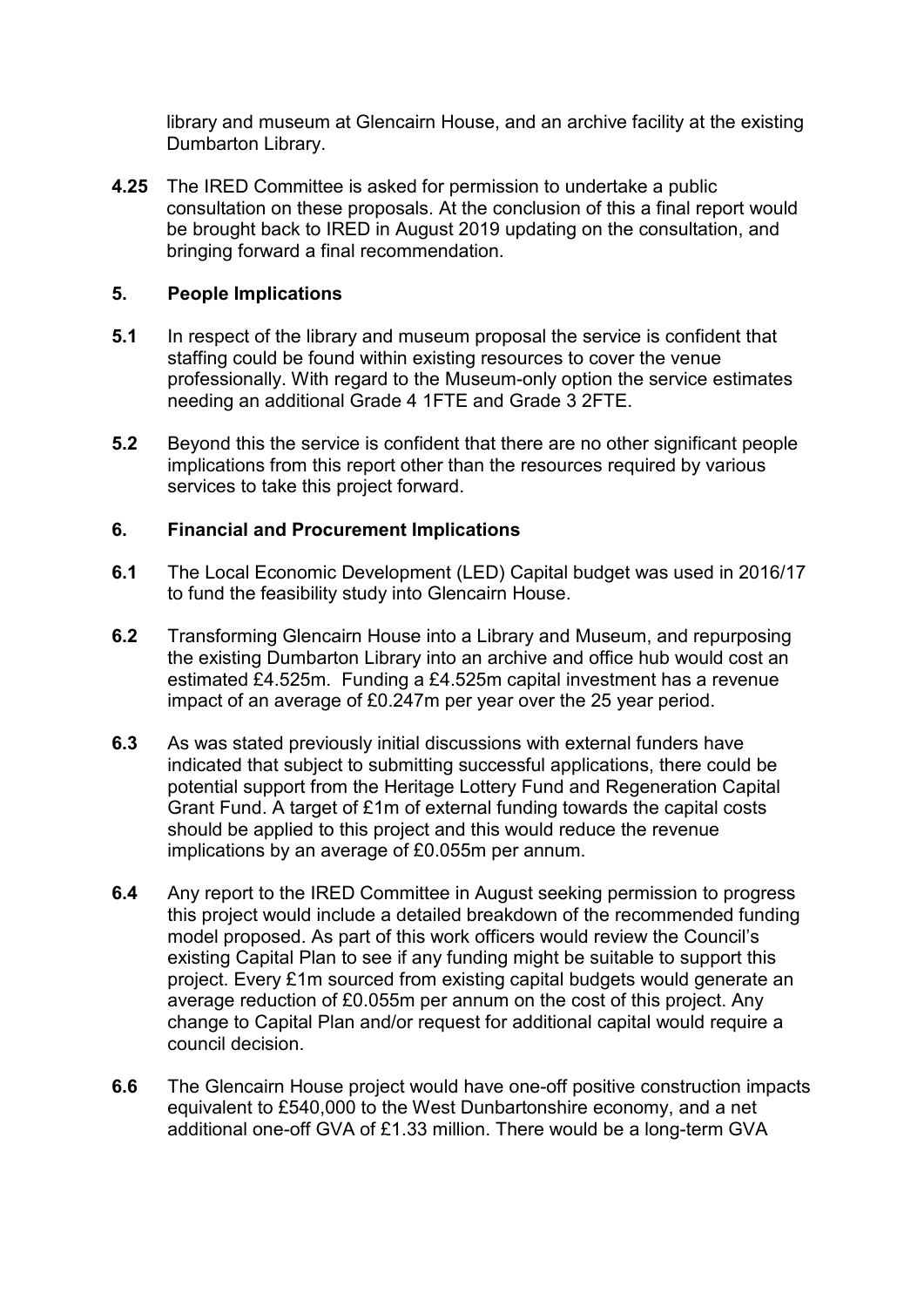library and museum at Glencairn House, and an archive facility at the existing Dumbarton Library.

**4.25** The IRED Committee is asked for permission to undertake a public consultation on these proposals. At the conclusion of this a final report would be brought back to IRED in August 2019 updating on the consultation, and bringing forward a final recommendation.

## 5. People Implications

**5.1** In respect of the library and museum proposal the service is confident that staffing could be found within existing resources to cover the venue professionally. With regard to the Museum-only option the service estimates needing an additional Grade 4 1FTE and Grade 3 2FTE.

**5.2** Beyond this the service is confident that there are no other significant people implications from this report other than the resources required by various services to take this project forward.

## 6. Financial and Procurement Implications

**6.1** The Local Economic Development (LED) Capital budget was used in 2016/17 to fund the feasibility study into Glencairn House.

**6.2** Transforming Glencairn House into a Library and Museum, and repurposing the existing Dumbarton Library into an archive and office hub would cost an estimated £4.525m. Funding a £4.525m capital investment has a revenue impact of an average of £0.247m per year over the 25 year period.

**6.3** As was stated previously initial discussions with external funders have indicated that subject to submitting successful applications, there could be potential support from the Heritage Lottery Fund and Regeneration Capital Grant Fund. A target of £1m of external funding towards the capital costs should be applied to this project and this would reduce the revenue implications by an average of £0.055m per annum.

**6.4** Any report to the IRED Committee in August seeking permission to progress this project would include a detailed breakdown of the recommended funding model proposed. As part of this work officers would review the Council's existing Capital Plan to see if any funding might be suitable to support this project. Every £1m sourced from existing capital budgets would generate an average reduction of £0.055m per annum on the cost of this project. Any change to Capital Plan and/or request for additional capital would require a council decision.

**6.6** The Glencairn House project would have one-off positive construction impacts equivalent to £540,000 to the West Dunbartonshire economy, and a net additional one-off GVA of £1.33 million. There would be a long-term GVA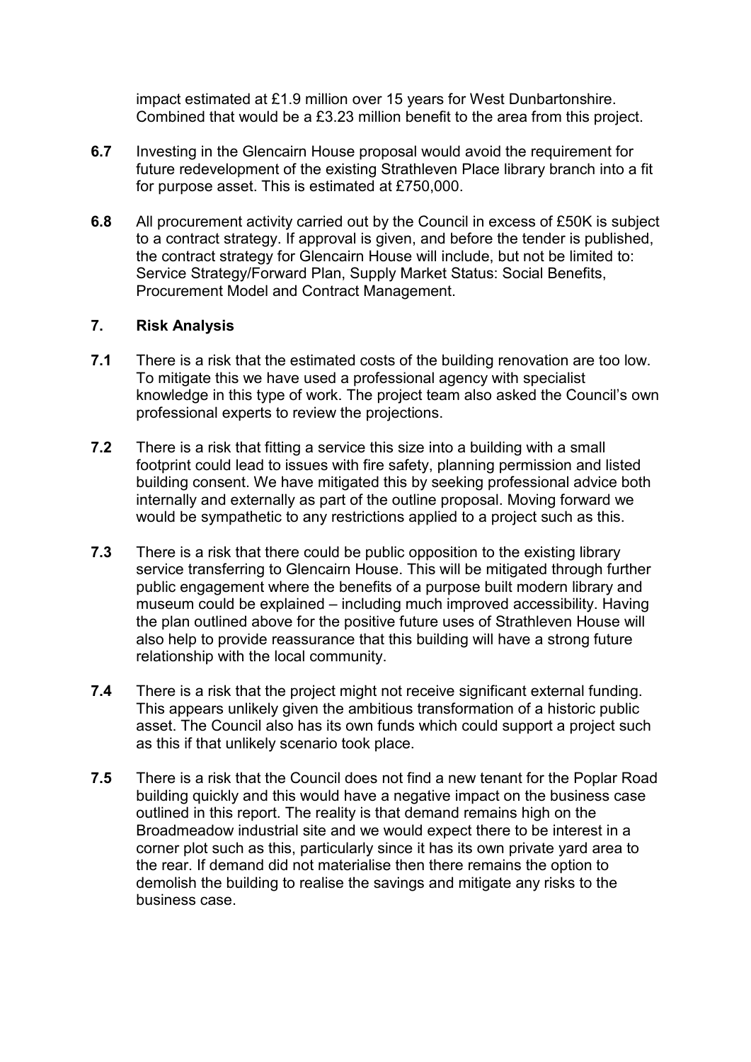impact estimated at £1.9 million over 15 years for West Dunbartonshire. Combined that would be a £3.23 million benefit to the area from this project.

**6.7** Investing in the Glencairn House proposal would avoid the requirement for future redevelopment of the existing Strathleven Place library branch into a fit for purpose asset. This is estimated at £750,000.

**6.8** All procurement activity carried out by the Council in excess of £50K is subject to a contract strategy. If approval is given, and before the tender is published, the contract strategy for Glencairn House will include, but not be limited to: Service Strategy/Forward Plan, Supply Market Status: Social Benefits, Procurement Model and Contract Management.

## 7. Risk Analysis

**7.1** There is a risk that the estimated costs of the building renovation are too low. To mitigate this we have used a professional agency with specialist knowledge in this type of work. The project team also asked the Council's own professional experts to review the projections.

**7.2** There is a risk that fitting a service this size into a building with a small footprint could lead to issues with fire safety, planning permission and listed building consent. We have mitigated this by seeking professional advice both internally and externally as part of the outline proposal. Moving forward we would be sympathetic to any restrictions applied to a project such as this.

**7.3** There is a risk that there could be public opposition to the existing library service transferring to Glencairn House. This will be mitigated through further public engagement where the benefits of a purpose built modern library and museum could be explained – including much improved accessibility. Having the plan outlined above for the positive future uses of Strathleven House will also help to provide reassurance that this building will have a strong future relationship with the local community.

**7.4** There is a risk that the project might not receive significant external funding. This appears unlikely given the ambitious transformation of a historic public asset. The Council also has its own funds which could support a project such as this if that unlikely scenario took place.

**7.5** There is a risk that the Council does not find a new tenant for the Poplar Road building quickly and this would have a negative impact on the business case outlined in this report. The reality is that demand remains high on the Broadmeadow industrial site and we would expect there to be interest in a corner plot such as this, particularly since it has its own private yard area to the rear. If demand did not materialise then there remains the option to demolish the building to realise the savings and mitigate any risks to the business case.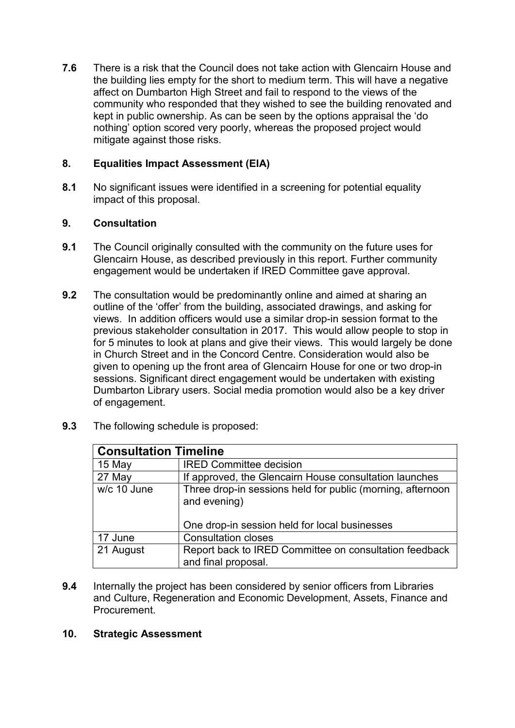**7.6** There is a risk that the Council does not take action with Glencairn House and the building lies empty for the short to medium term. This will have a negative affect on Dumbarton High Street and fail to respond to the views of the community who responded that they wished to see the building renovated and kept in public ownership. As can be seen by the options appraisal the 'do nothing' option scored very poorly, whereas the proposed project would mitigate against those risks.

## 8. Equalities Impact Assessment (EIA)

**8.1** No significant issues were identified in a screening for potential equality impact of this proposal.

## 9. Consultation

**9.1** The Council originally consulted with the community on the future uses for Glencairn House, as described previously in this report. Further community engagement would be undertaken if IRED Committee gave approval.

**9.2** The consultation would be predominantly online and aimed at sharing an outline of the 'offer' from the building, associated drawings, and asking for views. In addition officers would use a similar drop-in session format to the previous stakeholder consultation in 2017. This would allow people to stop in for 5 minutes to look at plans and give their views. This would largely be done in Church Street and in the Concord Centre. Consideration would also be given to opening up the front area of Glencairn House for one or two drop-in sessions. Significant direct engagement would be undertaken with existing Dumbarton Library users. Social media promotion would also be a key driver of engagement.

**9.3** The following schedule is proposed:

| **Consultation Timeline** | |
|---|---|
| 15 May | IRED Committee decision |
| 27 May | If approved, the Glencairn House consultation launches |
| w/c 10 June | Three drop-in sessions held for public (morning, afternoon and evening)<br><br>One drop-in session held for local businesses |
| 17 June | Consultation closes |
| 21 August | Report back to IRED Committee on consultation feedback and final proposal. |

**9.4** Internally the project has been considered by senior officers from Libraries and Culture, Regeneration and Economic Development, Assets, Finance and Procurement.

## 10. Strategic Assessment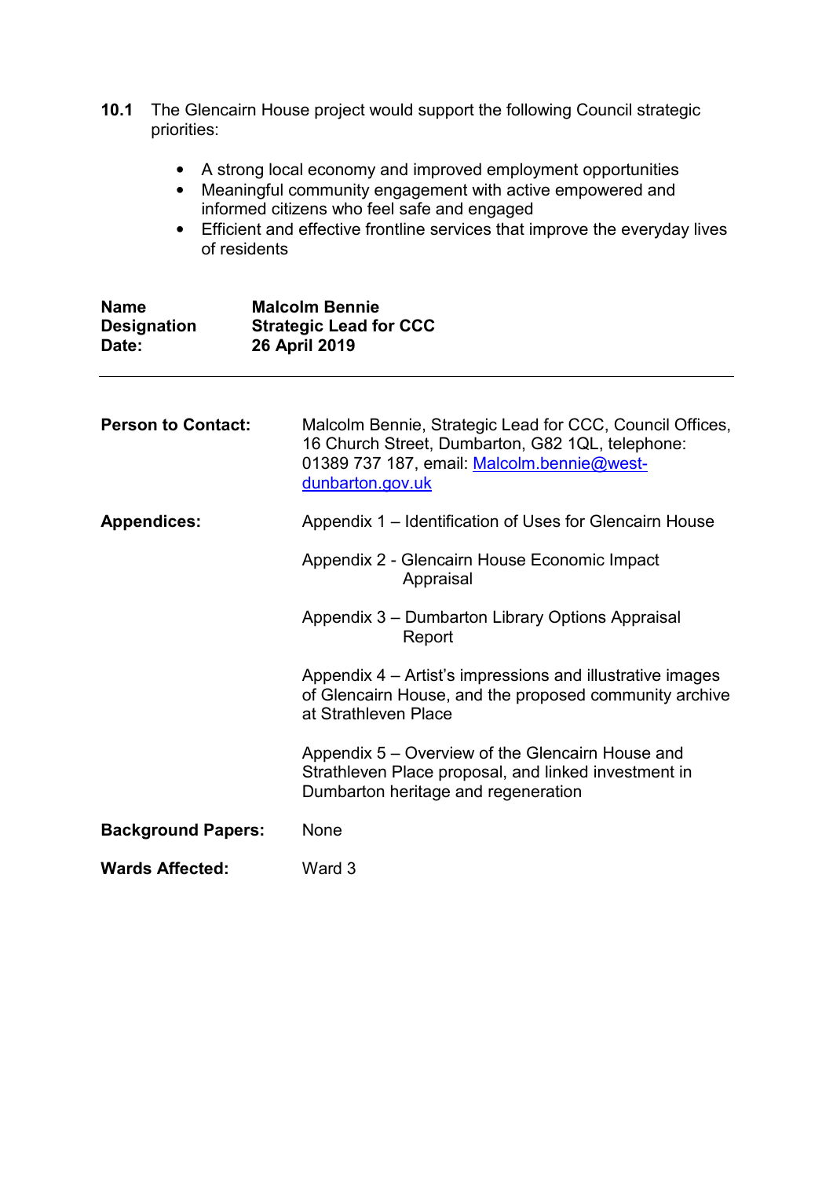**10.1** The Glencairn House project would support the following Council strategic priorities:

- A strong local economy and improved employment opportunities
- Meaningful community engagement with active empowered and informed citizens who feel safe and engaged
- Efficient and effective frontline services that improve the everyday lives of residents

| | |
|---|---|
| **Name** | **Malcolm Bennie** |
| **Designation** | **Strategic Lead for CCC** |
| **Date:** | **26 April 2019** |

---

**Person to Contact:** Malcolm Bennie, Strategic Lead for CCC, Council Offices, 16 Church Street, Dumbarton, G82 1QL, telephone: 01389 737 187, email: Malcolm.bennie@west-dunbarton.gov.uk

**Appendices:**

Appendix 1 – Identification of Uses for Glencairn House

Appendix 2 - Glencairn House Economic Impact Appraisal

Appendix 3 – Dumbarton Library Options Appraisal Report

Appendix 4 – Artist's impressions and illustrative images of Glencairn House, and the proposed community archive at Strathleven Place

Appendix 5 – Overview of the Glencairn House and Strathleven Place proposal, and linked investment in Dumbarton heritage and regeneration

**Background Papers:** None

**Wards Affected:** Ward 3